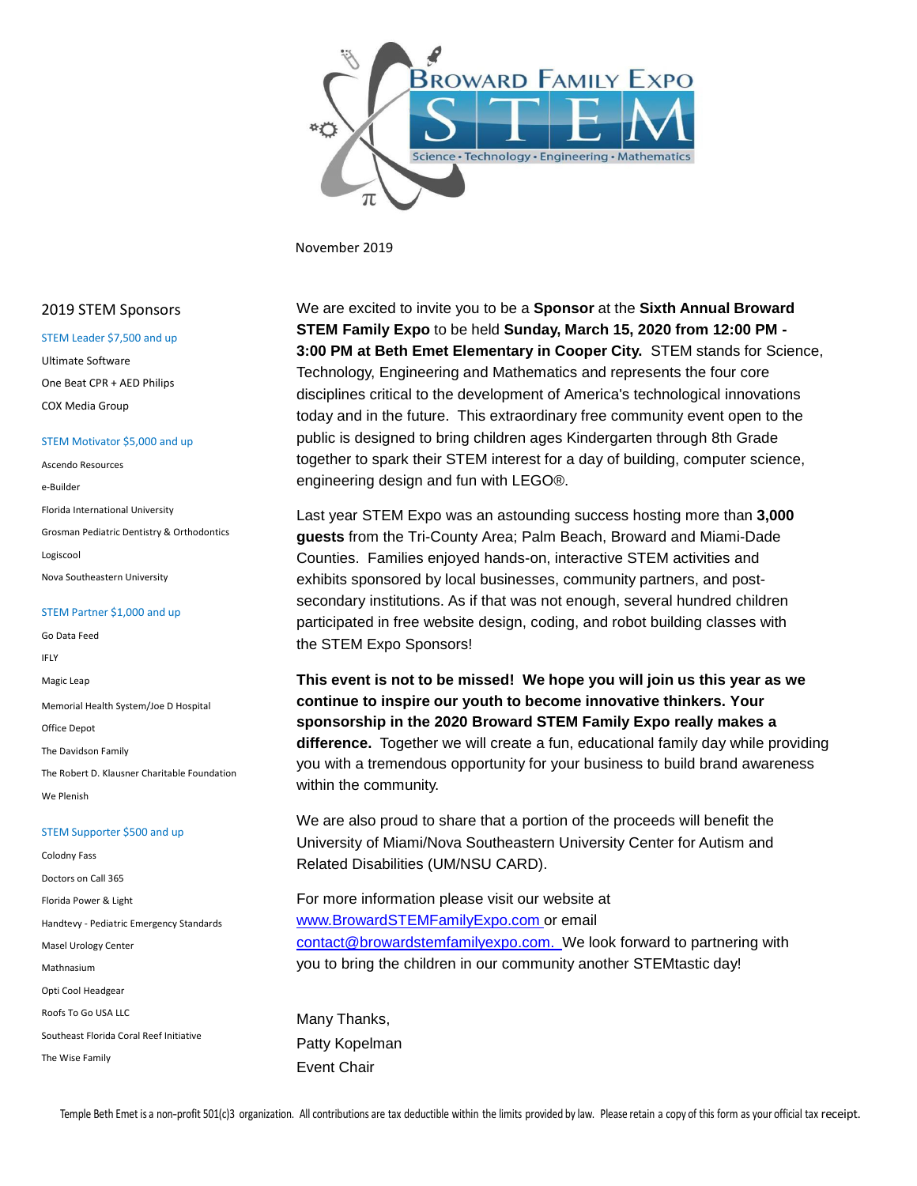# Broward Family Expo STEM

Science • Technology • Engineering • Mathematics

November 2019

We are excited to invite you to be a **Sponsor** at the **Sixth Annual Broward STEM Family Expo** to be held **Sunday, March 15, 2020 from 12:00 PM - 3:00 PM at Beth Emet Elementary in Cooper City.** STEM stands for Science, Technology, Engineering and Mathematics and represents the four core disciplines critical to the development of America's technological innovations today and in the future. This extraordinary free community event open to the public is designed to bring children ages Kindergarten through 8th Grade together to spark their STEM interest for a day of building, computer science, engineering design and fun with LEGO®.

Last year STEM Expo was an astounding success hosting more than **3,000 guests** from the Tri-County Area; Palm Beach, Broward and Miami-Dade Counties. Families enjoyed hands-on, interactive STEM activities and exhibits sponsored by local businesses, community partners, and post-secondary institutions. As if that was not enough, several hundred children participated in free website design, coding, and robot building classes with the STEM Expo Sponsors!

**This event is not to be missed! We hope you will join us this year as we continue to inspire our youth to become innovative thinkers. Your sponsorship in the 2020 Broward STEM Family Expo really makes a difference.** Together we will create a fun, educational family day while providing you with a tremendous opportunity for your business to build brand awareness within the community.

We are also proud to share that a portion of the proceeds will benefit the University of Miami/Nova Southeastern University Center for Autism and Related Disabilities (UM/NSU CARD).

For more information please visit our website at www.BrowardSTEMFamilyExpo.com or email contact@browardstemfamilyexpo.com. We look forward to partnering with you to bring the children in our community another STEMtastic day!

Many Thanks,
Patty Kopelman
Event Chair

## 2019 STEM Sponsors

**STEM Leader $7,500 and up**

- Ultimate Software
- One Beat CPR + AED Philips
- COX Media Group

**STEM Motivator $5,000 and up**

- Ascendo Resources
- e-Builder
- Florida International University
- Grosman Pediatric Dentistry & Orthodontics
- Logiscool
- Nova Southeastern University

**STEM Partner $1,000 and up**

- Go Data Feed
- IFLY
- Magic Leap
- Memorial Health System/Joe D Hospital
- Office Depot
- The Davidson Family
- The Robert D. Klausner Charitable Foundation
- We Plenish

**STEM Supporter $500 and up**

- Colodny Fass
- Doctors on Call 365
- Florida Power & Light
- Handtevy - Pediatric Emergency Standards
- Masel Urology Center
- Mathnasium
- Opti Cool Headgear
- Roofs To Go USA LLC
- Southeast Florida Coral Reef Initiative
- The Wise Family

Temple Beth Emet is a non-profit 501(c)3 organization. All contributions are tax deductible within the limits provided by law. Please retain a copy of this form as your official tax receipt.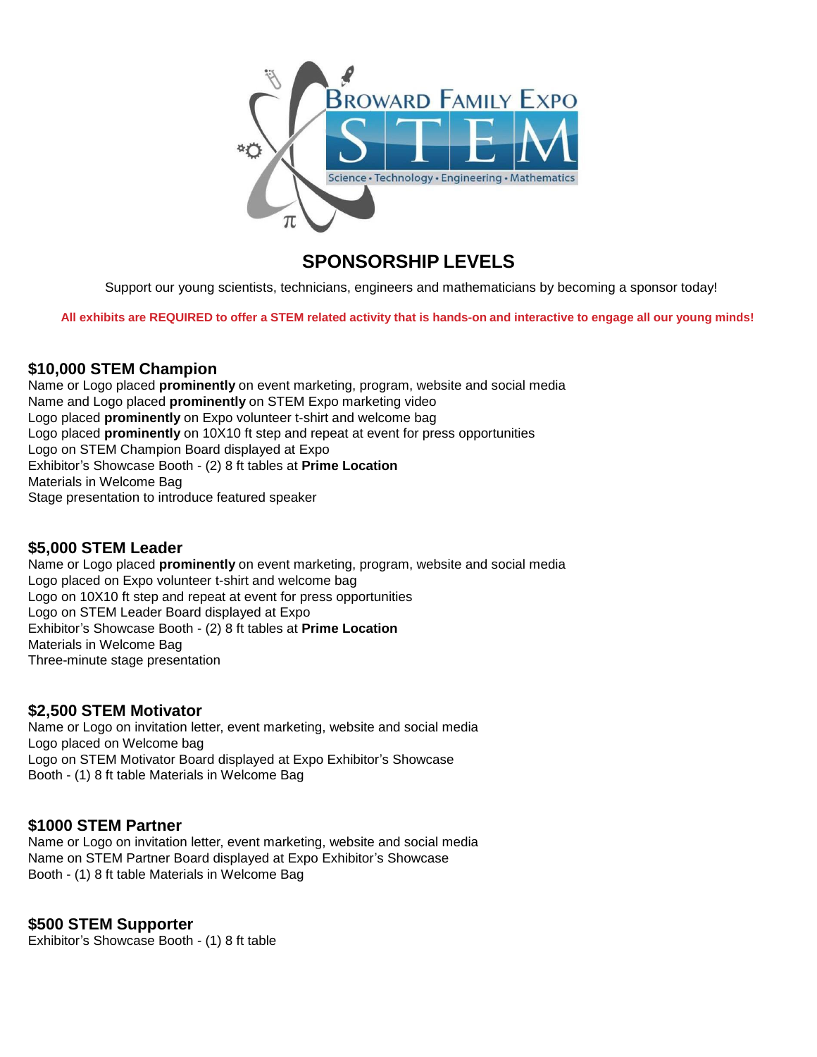# SPONSORSHIP LEVELS

Support our young scientists, technicians, engineers and mathematicians by becoming a sponsor today!

**All exhibits are REQUIRED to offer a STEM related activity that is hands-on and interactive to engage all our young minds!**

## $10,000 STEM Champion

Name or Logo placed **prominently** on event marketing, program, website and social media
Name and Logo placed **prominently** on STEM Expo marketing video
Logo placed **prominently** on Expo volunteer t-shirt and welcome bag
Logo placed **prominently** on 10X10 ft step and repeat at event for press opportunities
Logo on STEM Champion Board displayed at Expo
Exhibitor's Showcase Booth - (2) 8 ft tables at **Prime Location**
Materials in Welcome Bag
Stage presentation to introduce featured speaker

## $5,000 STEM Leader

Name or Logo placed **prominently** on event marketing, program, website and social media
Logo placed on Expo volunteer t-shirt and welcome bag
Logo on 10X10 ft step and repeat at event for press opportunities
Logo on STEM Leader Board displayed at Expo
Exhibitor's Showcase Booth - (2) 8 ft tables at **Prime Location**
Materials in Welcome Bag
Three-minute stage presentation

## $2,500 STEM Motivator

Name or Logo on invitation letter, event marketing, website and social media
Logo placed on Welcome bag
Logo on STEM Motivator Board displayed at Expo Exhibitor's Showcase
Booth - (1) 8 ft table Materials in Welcome Bag

## $1000 STEM Partner

Name or Logo on invitation letter, event marketing, website and social media
Name on STEM Partner Board displayed at Expo Exhibitor's Showcase
Booth - (1) 8 ft table Materials in Welcome Bag

## $500 STEM Supporter

Exhibitor's Showcase Booth - (1) 8 ft table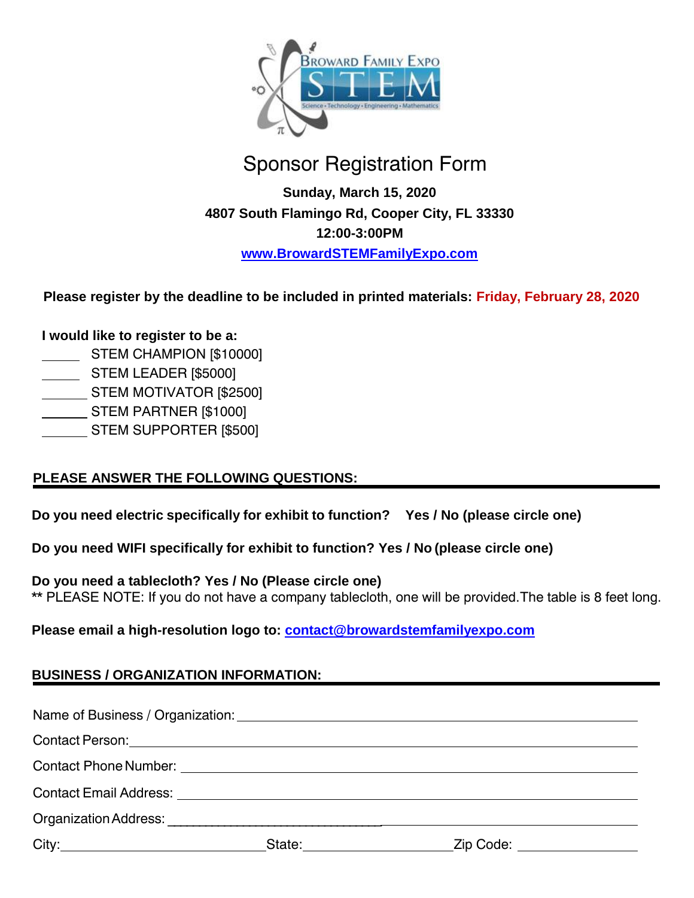# Sponsor Registration Form

**Sunday, March 15, 2020**

**4807 South Flamingo Rd, Cooper City, FL 33330**

**12:00-3:00PM**

**www.BrowardSTEMFamilyExpo.com**

**Please register by the deadline to be included in printed materials: Friday, February 28, 2020**

**I would like to register to be a:**

_____ STEM CHAMPION [$10000]
_____ STEM LEADER [$5000]
_____ STEM MOTIVATOR [$2500]
_____ STEM PARTNER [$1000]
_____ STEM SUPPORTER [$500]

## PLEASE ANSWER THE FOLLOWING QUESTIONS:

**Do you need electric specifically for exhibit to function? Yes / No (please circle one)**

**Do you need WIFI specifically for exhibit to function? Yes / No (please circle one)**

**Do you need a tablecloth? Yes / No (Please circle one)**
** PLEASE NOTE: If you do not have a company tablecloth, one will be provided. The table is 8 feet long.

**Please email a high-resolution logo to: contact@browardstemfamilyexpo.com**

## BUSINESS / ORGANIZATION INFORMATION:

Name of Business / Organization: ______________________________

Contact Person: ______________________________

Contact Phone Number: ______________________________

Contact Email Address: ______________________________

Organization Address: ______________________________

City: ______________ State: ______________ Zip Code: ______________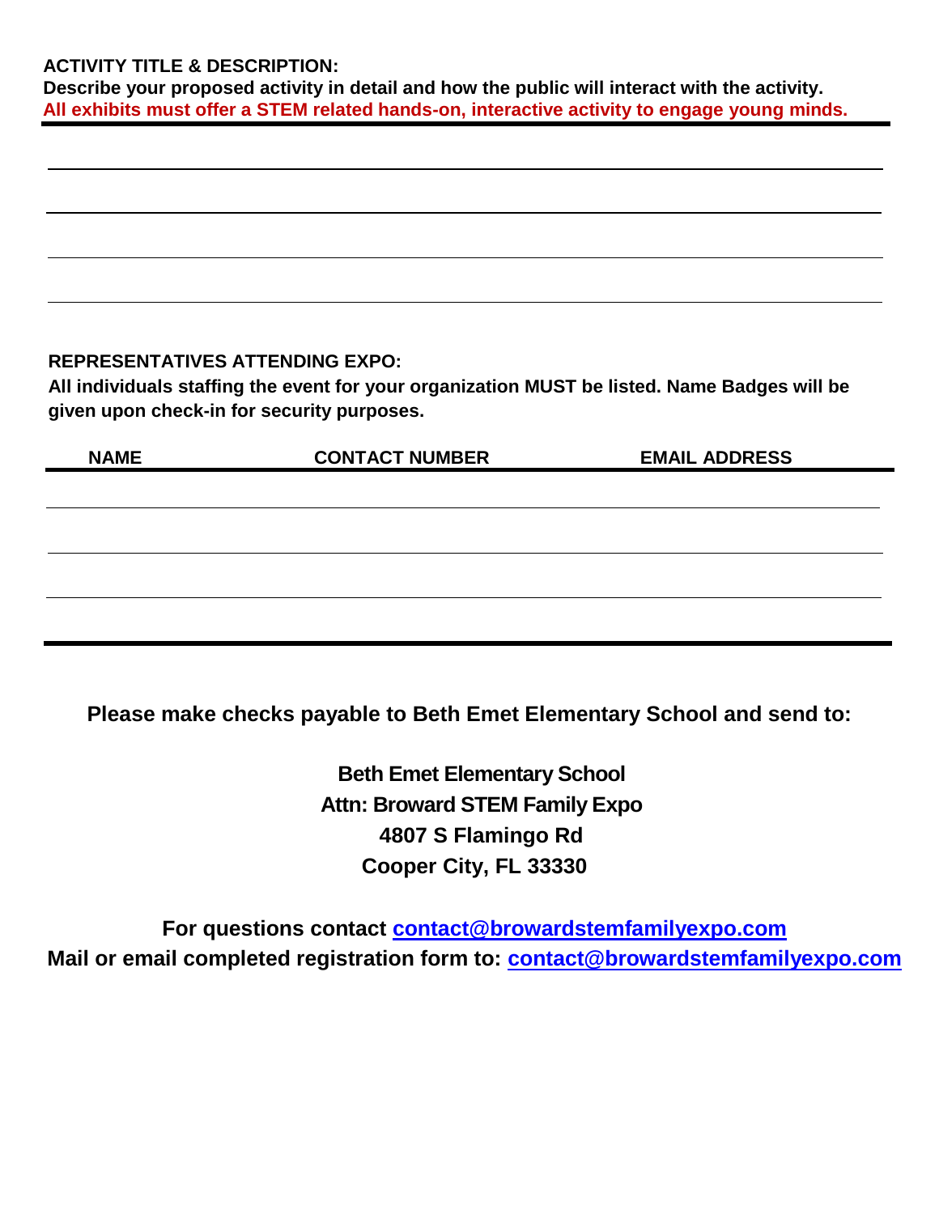**ACTIVITY TITLE & DESCRIPTION:**

**Describe your proposed activity in detail and how the public will interact with the activity.**

**All exhibits must offer a STEM related hands-on, interactive activity to engage young minds.**

**REPRESENTATIVES ATTENDING EXPO:**

**All individuals staffing the event for your organization MUST be listed. Name Badges will be given upon check-in for security purposes.**

| NAME | CONTACT NUMBER | EMAIL ADDRESS |
|---|---|---|
| | | |
| | | |
| | | |
| | | |

**Please make checks payable to Beth Emet Elementary School and send to:**

**Beth Emet Elementary School**
**Attn: Broward STEM Family Expo**
**4807 S Flamingo Rd**
**Cooper City, FL 33330**

**For questions contact contact@browardstemfamilyexpo.com**

**Mail or email completed registration form to: contact@browardstemfamilyexpo.com**